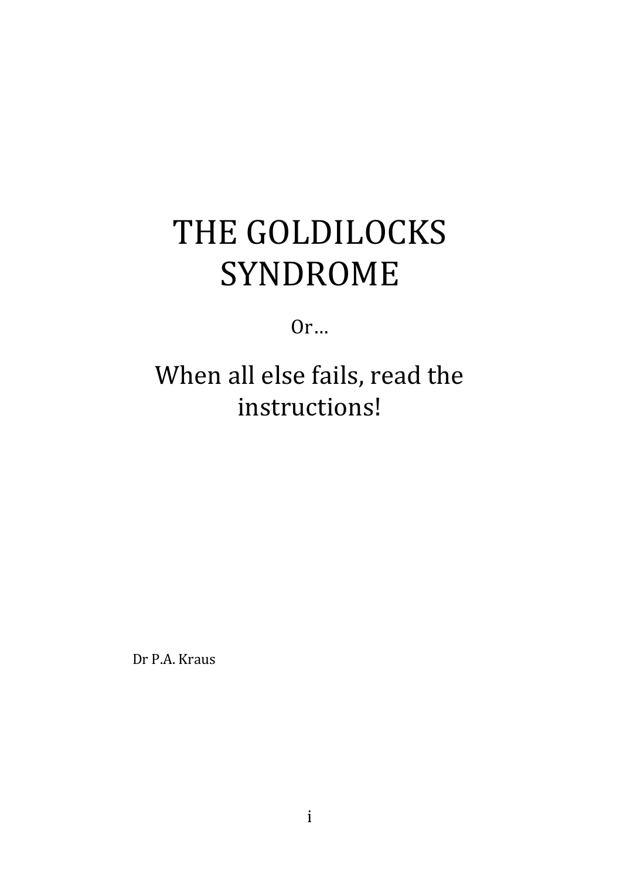# THE GOLDILOCKS SYNDROME

Or…

## When all else fails, read the instructions!

Dr P.A. Kraus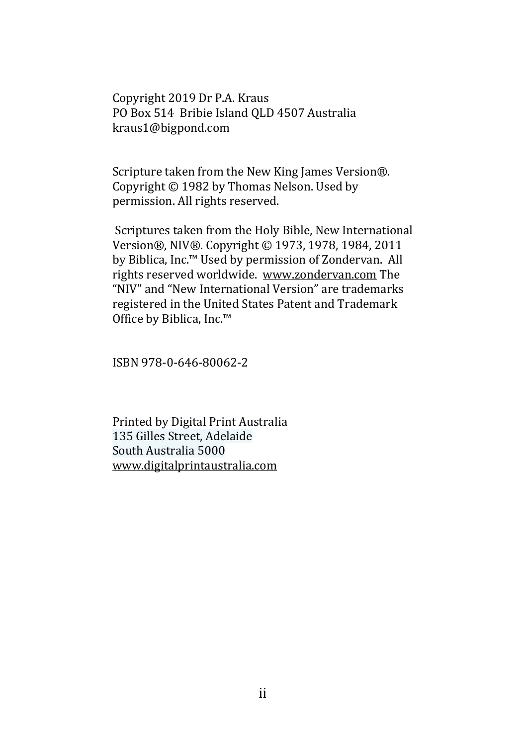Copyright 2019 Dr P.A. Kraus
PO Box 514 Bribie Island QLD 4507 Australia
kraus1@bigpond.com

Scripture taken from the New King James Version®. Copyright © 1982 by Thomas Nelson. Used by permission. All rights reserved.

Scriptures taken from the Holy Bible, New International Version®, NIV®. Copyright © 1973, 1978, 1984, 2011 by Biblica, Inc.™ Used by permission of Zondervan. All rights reserved worldwide. www.zondervan.com The "NIV" and "New International Version" are trademarks registered in the United States Patent and Trademark Office by Biblica, Inc.™

ISBN 978-0-646-80062-2

Printed by Digital Print Australia
135 Gilles Street, Adelaide
South Australia 5000
www.digitalprintaustralia.com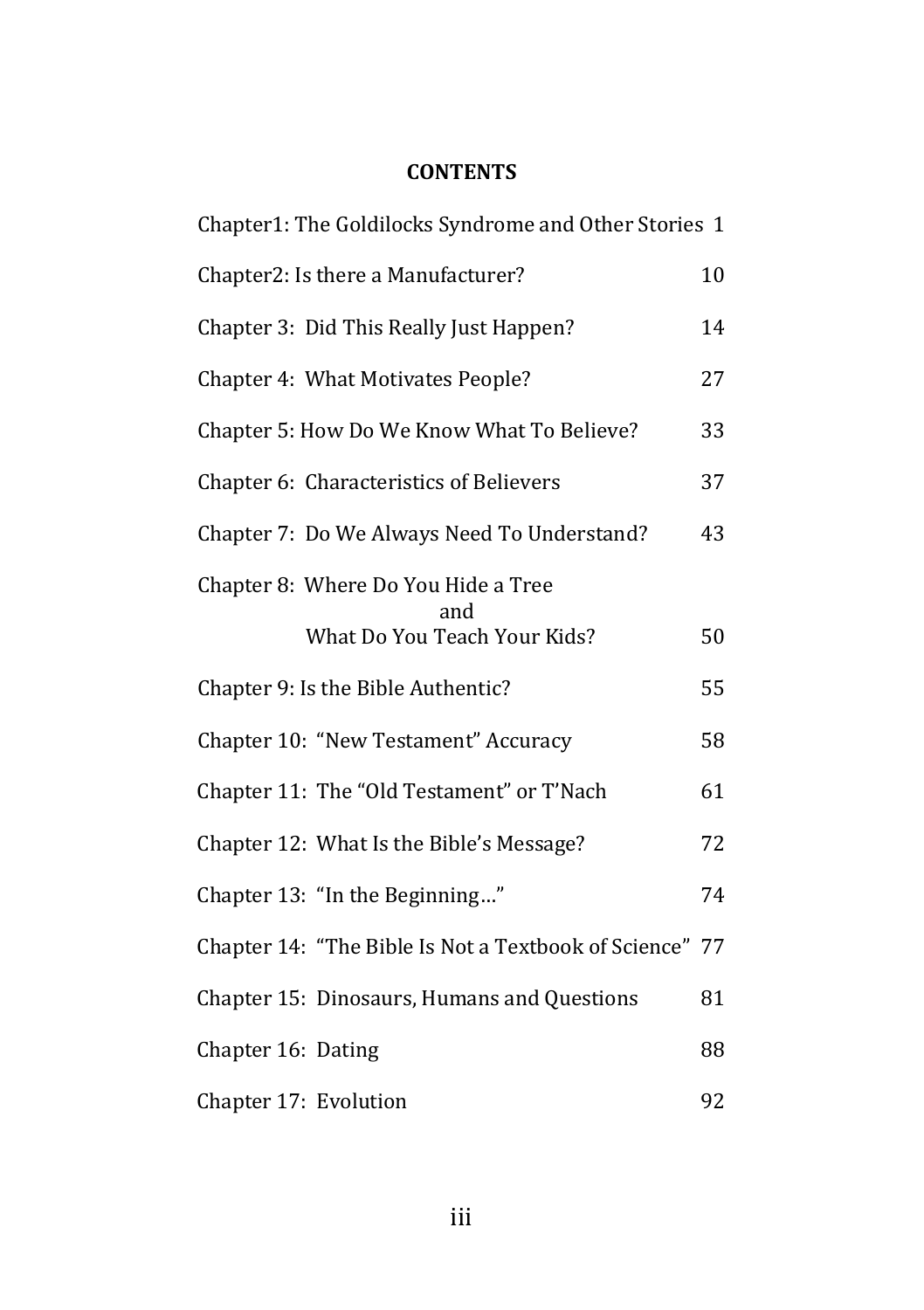## CONTENTS

| | |
|---|---|
| Chapter1: The Goldilocks Syndrome and Other Stories | 1 |
| Chapter2: Is there a Manufacturer? | 10 |
| Chapter 3: Did This Really Just Happen? | 14 |
| Chapter 4: What Motivates People? | 27 |
| Chapter 5: How Do We Know What To Believe? | 33 |
| Chapter 6: Characteristics of Believers | 37 |
| Chapter 7: Do We Always Need To Understand? | 43 |
| Chapter 8: Where Do You Hide a Tree and What Do You Teach Your Kids? | 50 |
| Chapter 9: Is the Bible Authentic? | 55 |
| Chapter 10: "New Testament" Accuracy | 58 |
| Chapter 11: The "Old Testament" or T'Nach | 61 |
| Chapter 12: What Is the Bible's Message? | 72 |
| Chapter 13: "In the Beginning…" | 74 |
| Chapter 14: "The Bible Is Not a Textbook of Science" | 77 |
| Chapter 15: Dinosaurs, Humans and Questions | 81 |
| Chapter 16: Dating | 88 |
| Chapter 17: Evolution | 92 |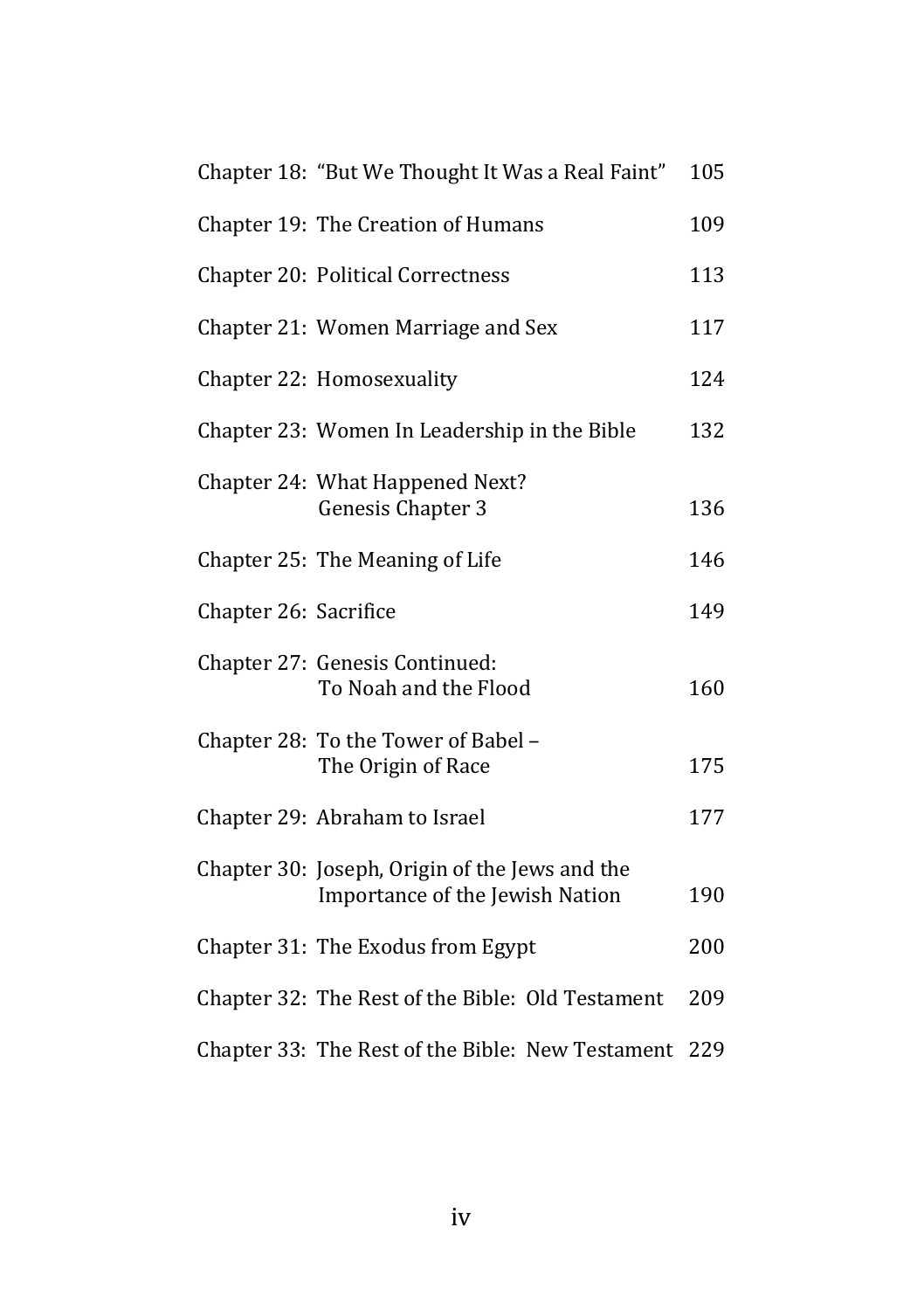| | |
|---|---|
| Chapter 18: "But We Thought It Was a Real Faint" | 105 |
| Chapter 19: The Creation of Humans | 109 |
| Chapter 20: Political Correctness | 113 |
| Chapter 21: Women Marriage and Sex | 117 |
| Chapter 22: Homosexuality | 124 |
| Chapter 23: Women In Leadership in the Bible | 132 |
| Chapter 24: What Happened Next? Genesis Chapter 3 | 136 |
| Chapter 25: The Meaning of Life | 146 |
| Chapter 26: Sacrifice | 149 |
| Chapter 27: Genesis Continued: To Noah and the Flood | 160 |
| Chapter 28: To the Tower of Babel – The Origin of Race | 175 |
| Chapter 29: Abraham to Israel | 177 |
| Chapter 30: Joseph, Origin of the Jews and the Importance of the Jewish Nation | 190 |
| Chapter 31: The Exodus from Egypt | 200 |
| Chapter 32: The Rest of the Bible: Old Testament | 209 |
| Chapter 33: The Rest of the Bible: New Testament | 229 |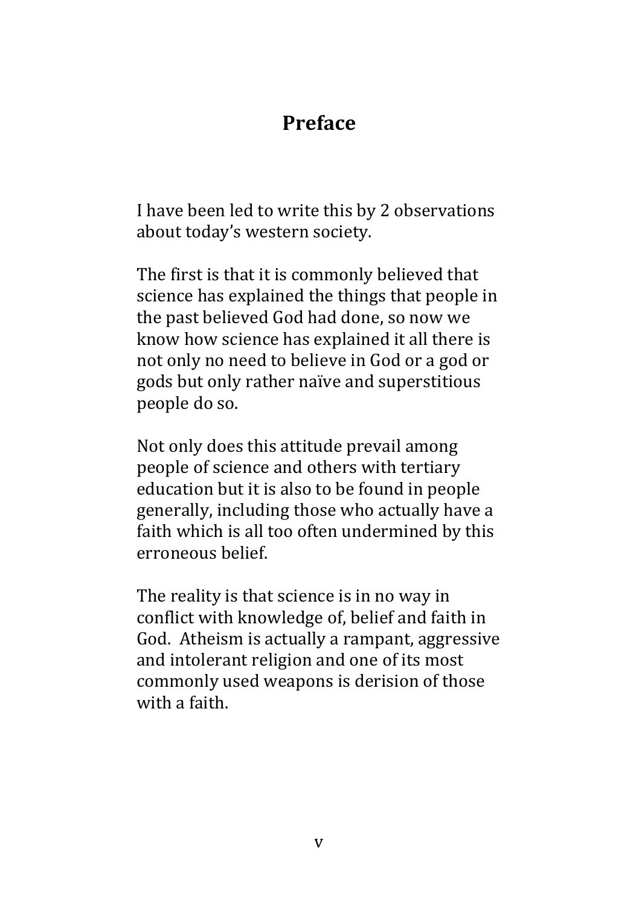# Preface

I have been led to write this by 2 observations about today's western society.

The first is that it is commonly believed that science has explained the things that people in the past believed God had done, so now we know how science has explained it all there is not only no need to believe in God or a god or gods but only rather naïve and superstitious people do so.

Not only does this attitude prevail among people of science and others with tertiary education but it is also to be found in people generally, including those who actually have a faith which is all too often undermined by this erroneous belief.

The reality is that science is in no way in conflict with knowledge of, belief and faith in God. Atheism is actually a rampant, aggressive and intolerant religion and one of its most commonly used weapons is derision of those with a faith.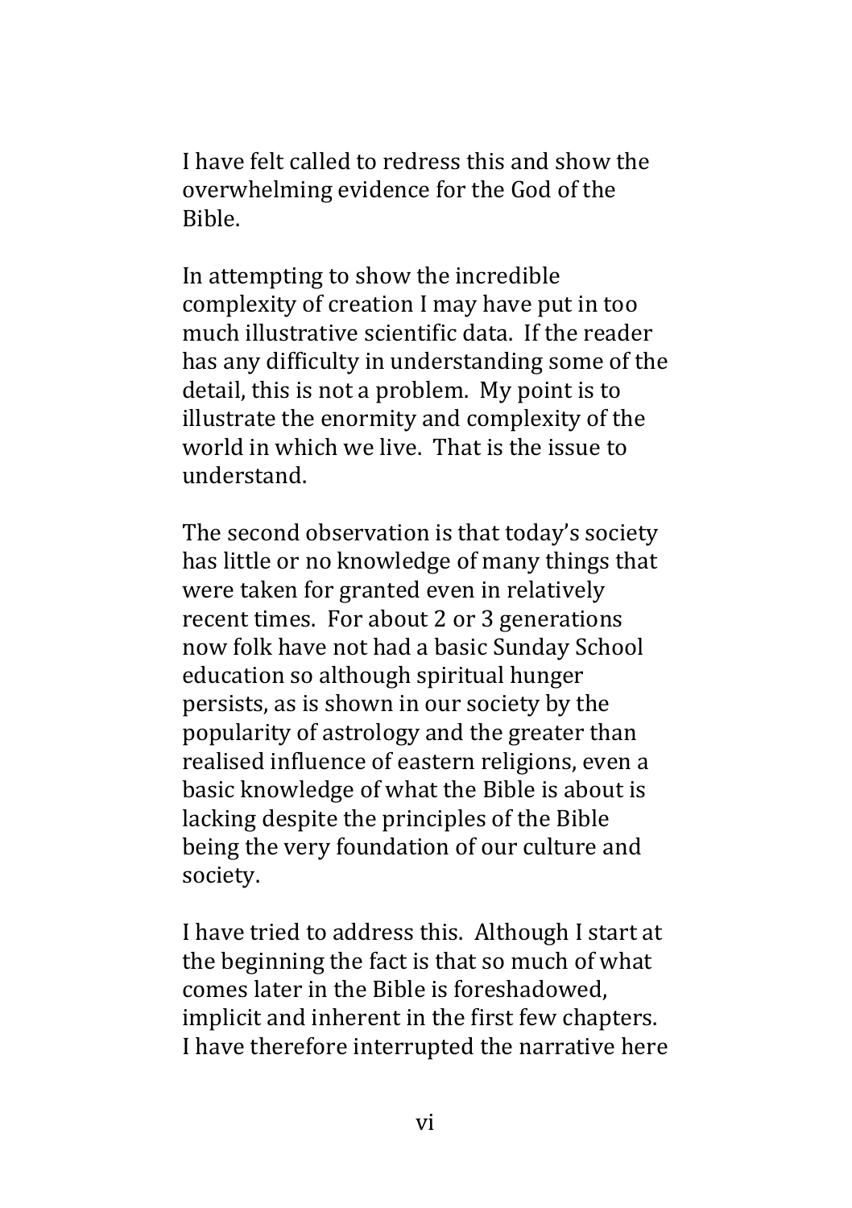I have felt called to redress this and show the overwhelming evidence for the God of the Bible.

In attempting to show the incredible complexity of creation I may have put in too much illustrative scientific data. If the reader has any difficulty in understanding some of the detail, this is not a problem. My point is to illustrate the enormity and complexity of the world in which we live. That is the issue to understand.

The second observation is that today's society has little or no knowledge of many things that were taken for granted even in relatively recent times. For about 2 or 3 generations now folk have not had a basic Sunday School education so although spiritual hunger persists, as is shown in our society by the popularity of astrology and the greater than realised influence of eastern religions, even a basic knowledge of what the Bible is about is lacking despite the principles of the Bible being the very foundation of our culture and society.

I have tried to address this. Although I start at the beginning the fact is that so much of what comes later in the Bible is foreshadowed, implicit and inherent in the first few chapters. I have therefore interrupted the narrative here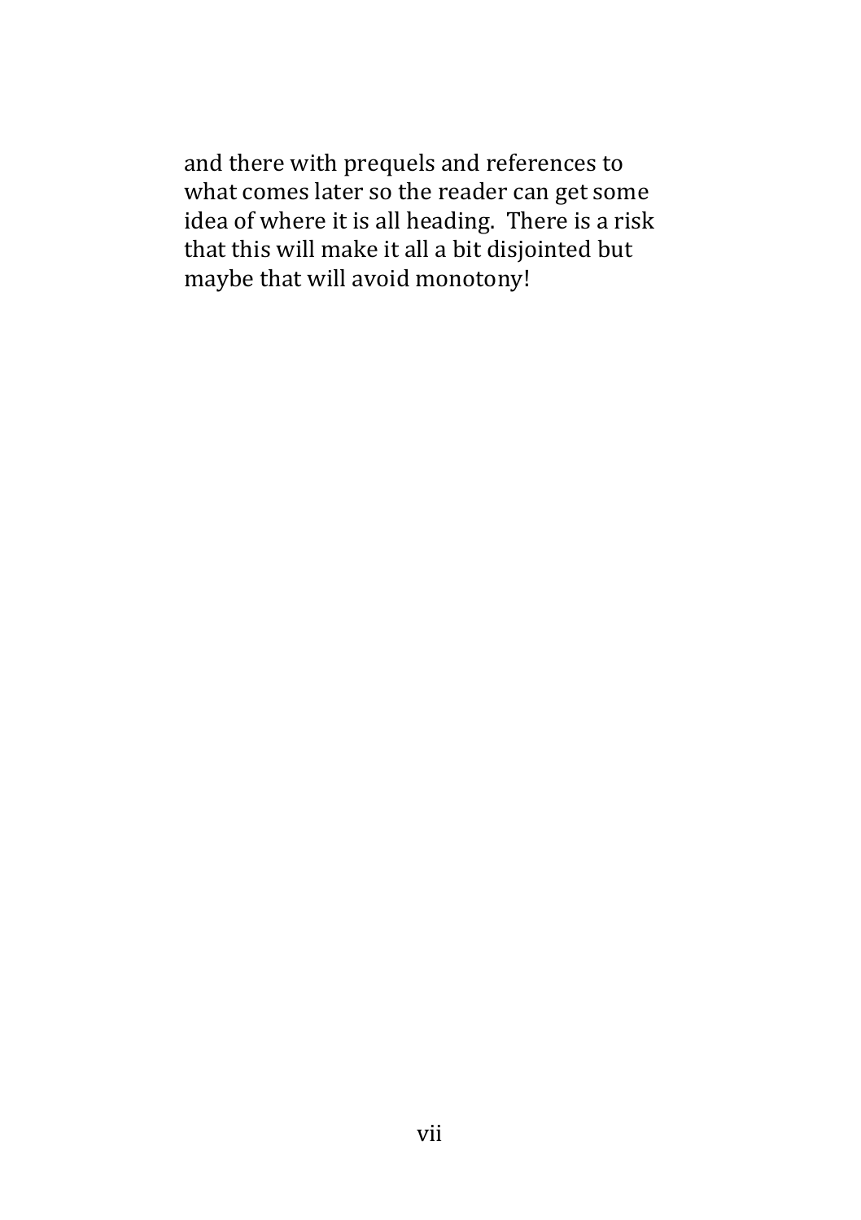and there with prequels and references to what comes later so the reader can get some idea of where it is all heading. There is a risk that this will make it all a bit disjointed but maybe that will avoid monotony!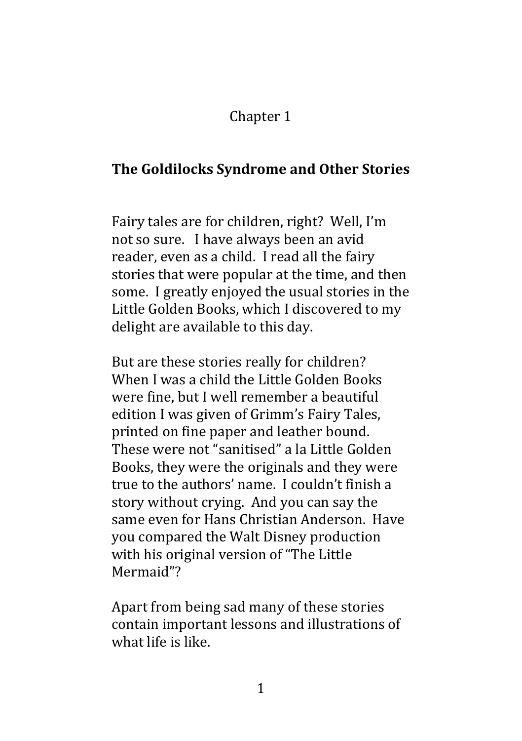Chapter 1

## The Goldilocks Syndrome and Other Stories

Fairy tales are for children, right? Well, I'm not so sure. I have always been an avid reader, even as a child. I read all the fairy stories that were popular at the time, and then some. I greatly enjoyed the usual stories in the Little Golden Books, which I discovered to my delight are available to this day.

But are these stories really for children? When I was a child the Little Golden Books were fine, but I well remember a beautiful edition I was given of Grimm's Fairy Tales, printed on fine paper and leather bound. These were not "sanitised" a la Little Golden Books, they were the originals and they were true to the authors' name. I couldn't finish a story without crying. And you can say the same even for Hans Christian Anderson. Have you compared the Walt Disney production with his original version of "The Little Mermaid"?

Apart from being sad many of these stories contain important lessons and illustrations of what life is like.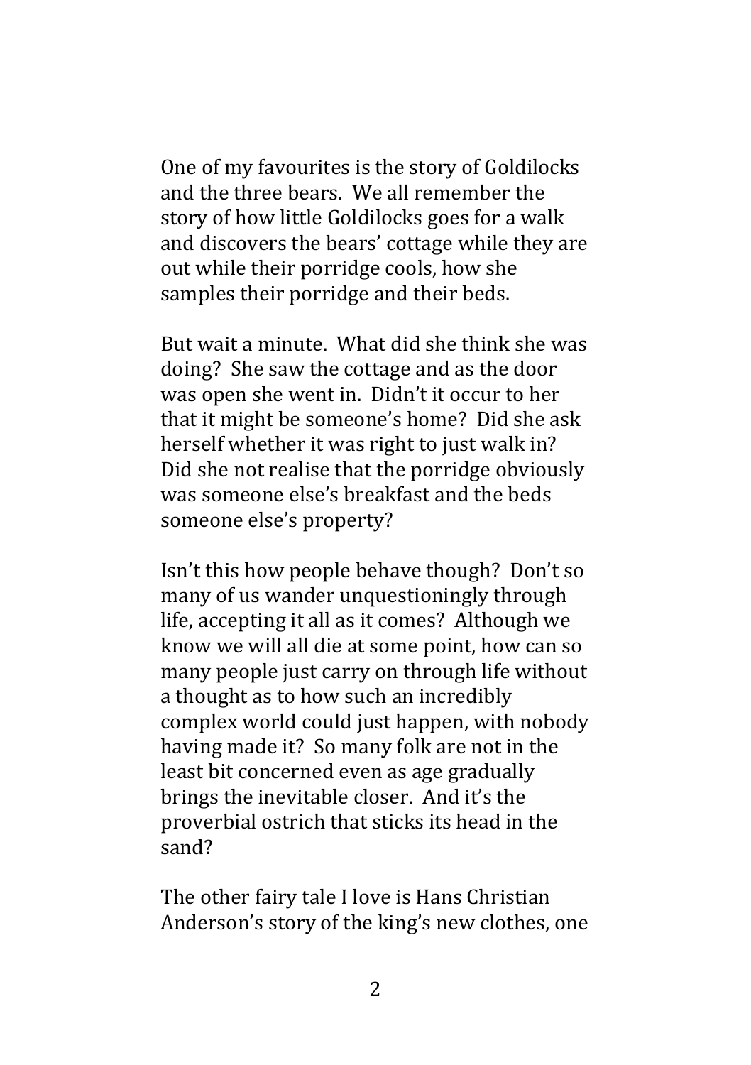One of my favourites is the story of Goldilocks and the three bears. We all remember the story of how little Goldilocks goes for a walk and discovers the bears' cottage while they are out while their porridge cools, how she samples their porridge and their beds.

But wait a minute. What did she think she was doing? She saw the cottage and as the door was open she went in. Didn't it occur to her that it might be someone's home? Did she ask herself whether it was right to just walk in? Did she not realise that the porridge obviously was someone else's breakfast and the beds someone else's property?

Isn't this how people behave though? Don't so many of us wander unquestioningly through life, accepting it all as it comes? Although we know we will all die at some point, how can so many people just carry on through life without a thought as to how such an incredibly complex world could just happen, with nobody having made it? So many folk are not in the least bit concerned even as age gradually brings the inevitable closer. And it's the proverbial ostrich that sticks its head in the sand?

The other fairy tale I love is Hans Christian Anderson's story of the king's new clothes, one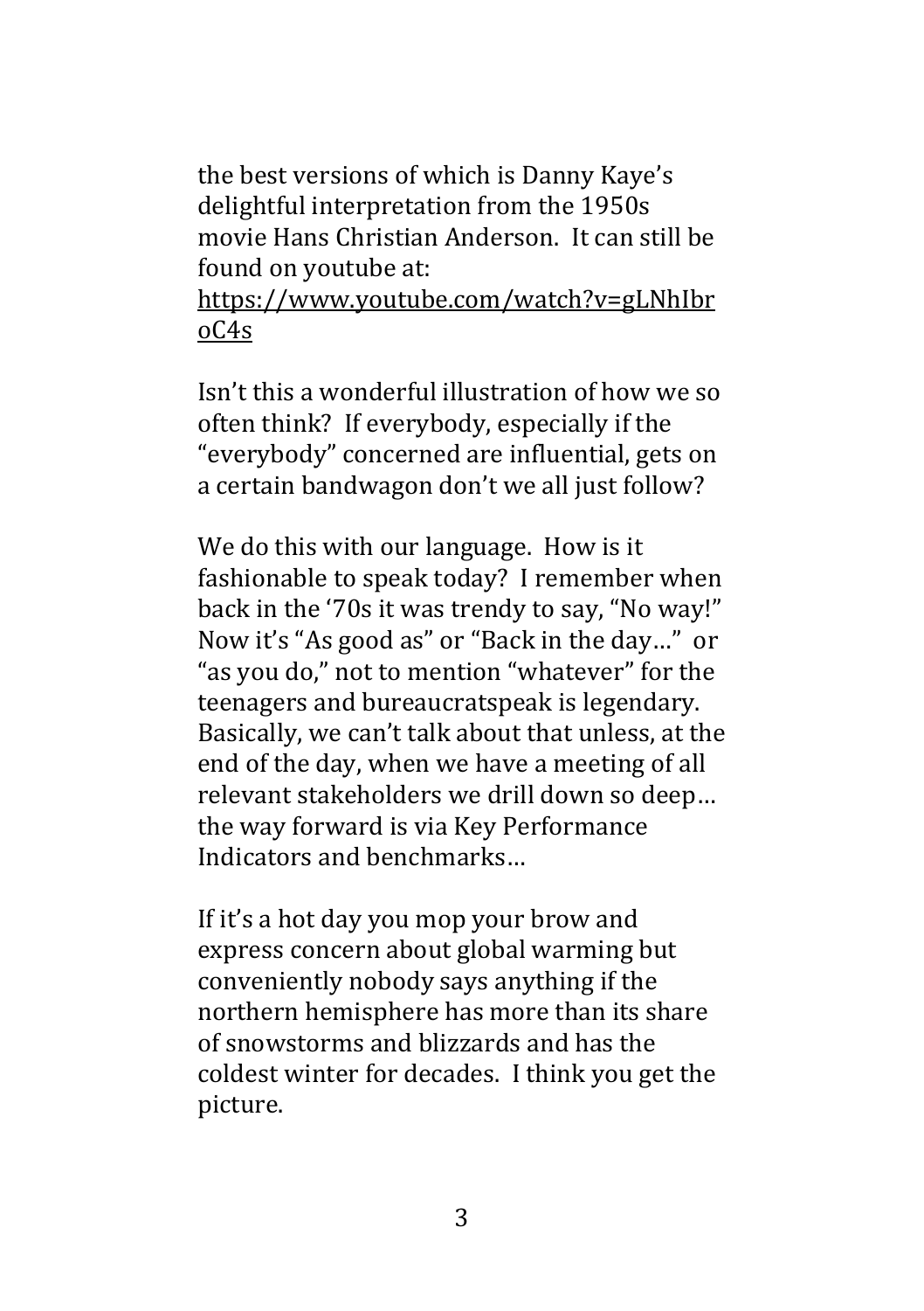the best versions of which is Danny Kaye's delightful interpretation from the 1950s movie Hans Christian Anderson. It can still be found on youtube at: https://www.youtube.com/watch?v=gLNhIbroC4s

Isn't this a wonderful illustration of how we so often think? If everybody, especially if the "everybody" concerned are influential, gets on a certain bandwagon don't we all just follow?

We do this with our language. How is it fashionable to speak today? I remember when back in the '70s it was trendy to say, "No way!" Now it's "As good as" or "Back in the day…" or "as you do," not to mention "whatever" for the teenagers and bureaucratspeak is legendary. Basically, we can't talk about that unless, at the end of the day, when we have a meeting of all relevant stakeholders we drill down so deep… the way forward is via Key Performance Indicators and benchmarks…

If it's a hot day you mop your brow and express concern about global warming but conveniently nobody says anything if the northern hemisphere has more than its share of snowstorms and blizzards and has the coldest winter for decades. I think you get the picture.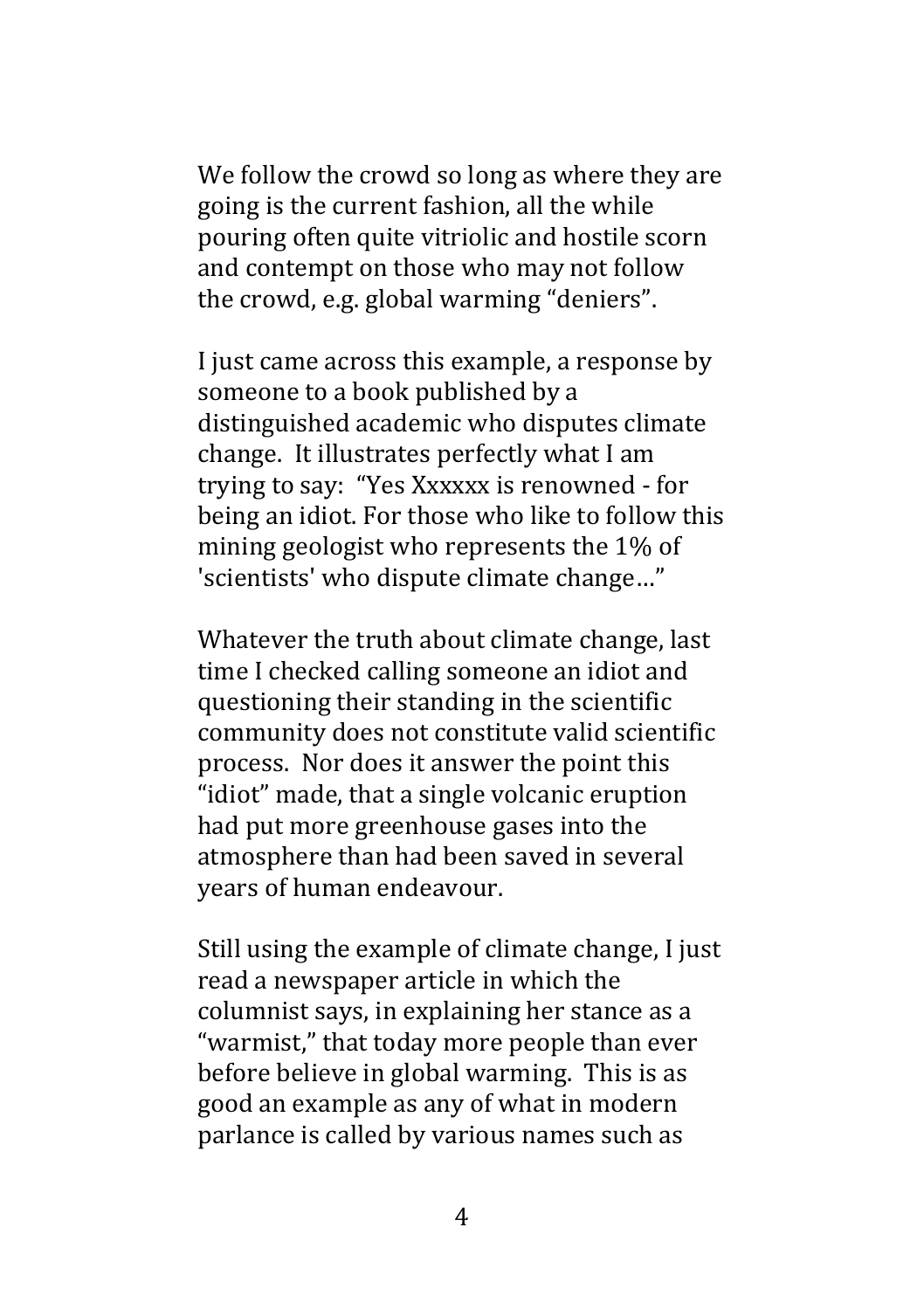We follow the crowd so long as where they are going is the current fashion, all the while pouring often quite vitriolic and hostile scorn and contempt on those who may not follow the crowd, e.g. global warming "deniers".

I just came across this example, a response by someone to a book published by a distinguished academic who disputes climate change. It illustrates perfectly what I am trying to say: "Yes Xxxxxx is renowned - for being an idiot. For those who like to follow this mining geologist who represents the 1% of 'scientists' who dispute climate change…"

Whatever the truth about climate change, last time I checked calling someone an idiot and questioning their standing in the scientific community does not constitute valid scientific process. Nor does it answer the point this "idiot" made, that a single volcanic eruption had put more greenhouse gases into the atmosphere than had been saved in several years of human endeavour.

Still using the example of climate change, I just read a newspaper article in which the columnist says, in explaining her stance as a "warmist," that today more people than ever before believe in global warming. This is as good an example as any of what in modern parlance is called by various names such as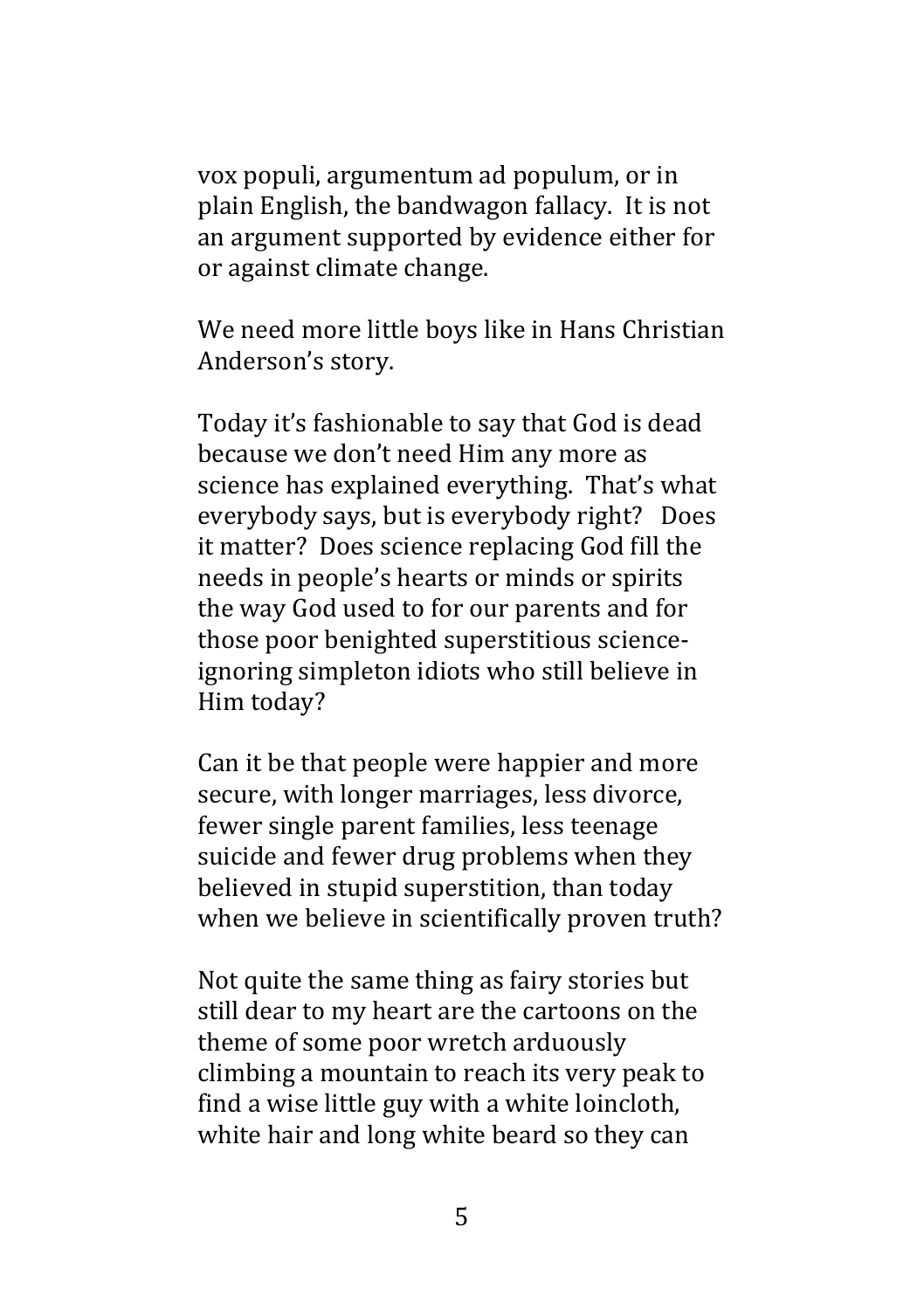vox populi, argumentum ad populum, or in plain English, the bandwagon fallacy. It is not an argument supported by evidence either for or against climate change.

We need more little boys like in Hans Christian Anderson's story.

Today it's fashionable to say that God is dead because we don't need Him any more as science has explained everything. That's what everybody says, but is everybody right? Does it matter? Does science replacing God fill the needs in people's hearts or minds or spirits the way God used to for our parents and for those poor benighted superstitious science-ignoring simpleton idiots who still believe in Him today?

Can it be that people were happier and more secure, with longer marriages, less divorce, fewer single parent families, less teenage suicide and fewer drug problems when they believed in stupid superstition, than today when we believe in scientifically proven truth?

Not quite the same thing as fairy stories but still dear to my heart are the cartoons on the theme of some poor wretch arduously climbing a mountain to reach its very peak to find a wise little guy with a white loincloth, white hair and long white beard so they can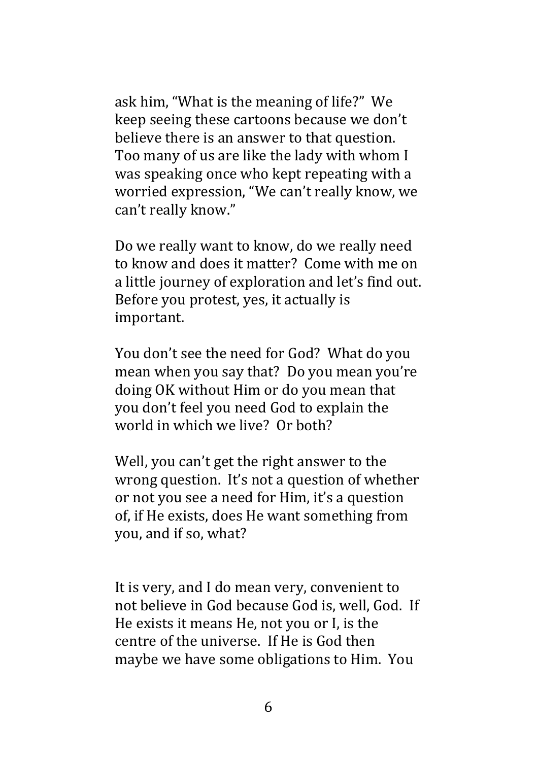ask him, “What is the meaning of life?” We keep seeing these cartoons because we don’t believe there is an answer to that question. Too many of us are like the lady with whom I was speaking once who kept repeating with a worried expression, “We can’t really know, we can’t really know.”

Do we really want to know, do we really need to know and does it matter? Come with me on a little journey of exploration and let’s find out. Before you protest, yes, it actually is important.

You don’t see the need for God? What do you mean when you say that? Do you mean you’re doing OK without Him or do you mean that you don’t feel you need God to explain the world in which we live? Or both?

Well, you can’t get the right answer to the wrong question. It’s not a question of whether or not you see a need for Him, it’s a question of, if He exists, does He want something from you, and if so, what?

It is very, and I do mean very, convenient to not believe in God because God is, well, God. If He exists it means He, not you or I, is the centre of the universe. If He is God then maybe we have some obligations to Him. You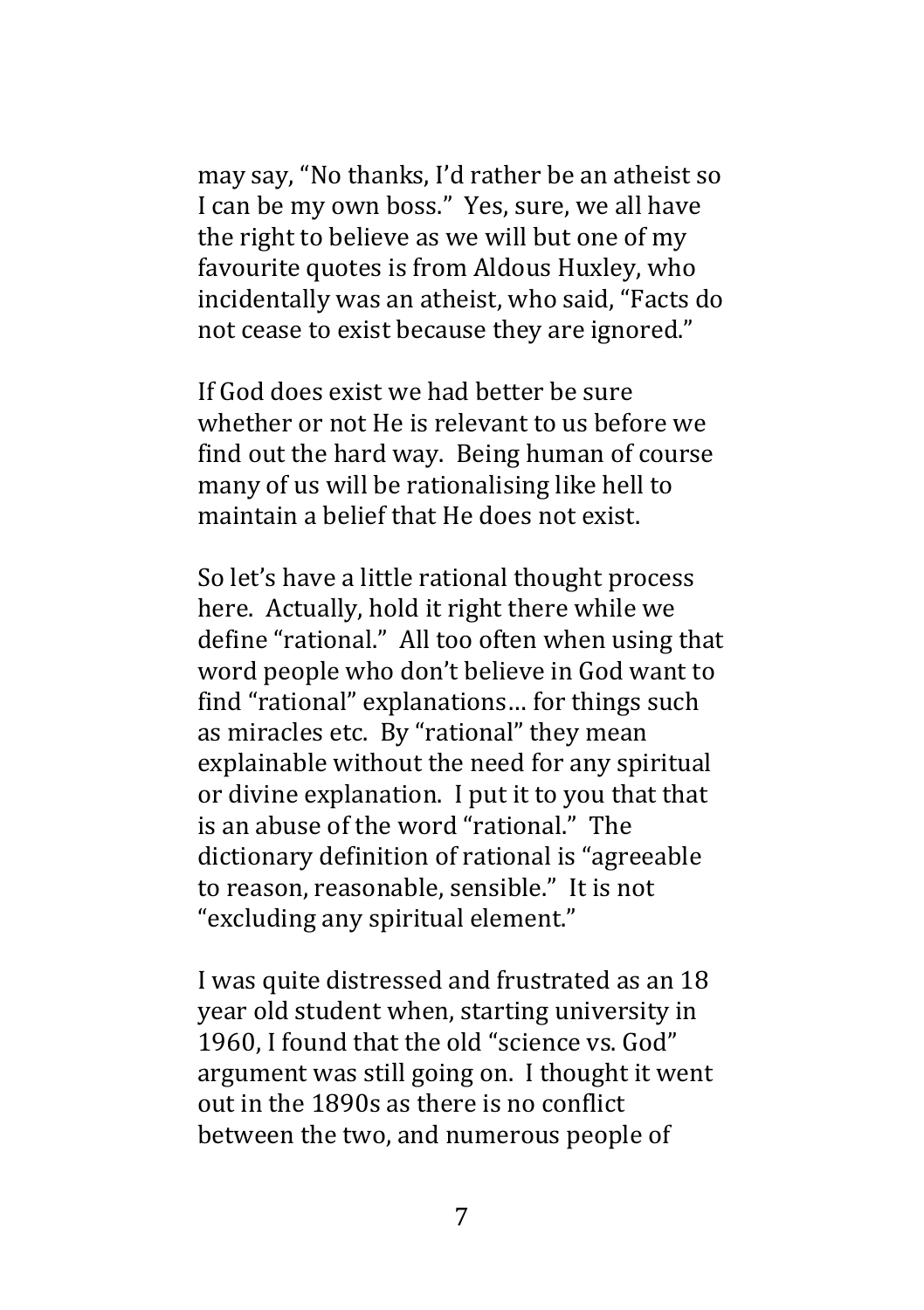may say, "No thanks, I'd rather be an atheist so I can be my own boss." Yes, sure, we all have the right to believe as we will but one of my favourite quotes is from Aldous Huxley, who incidentally was an atheist, who said, "Facts do not cease to exist because they are ignored."

If God does exist we had better be sure whether or not He is relevant to us before we find out the hard way. Being human of course many of us will be rationalising like hell to maintain a belief that He does not exist.

So let's have a little rational thought process here. Actually, hold it right there while we define "rational." All too often when using that word people who don't believe in God want to find "rational" explanations… for things such as miracles etc. By "rational" they mean explainable without the need for any spiritual or divine explanation. I put it to you that that is an abuse of the word "rational." The dictionary definition of rational is "agreeable to reason, reasonable, sensible." It is not "excluding any spiritual element."

I was quite distressed and frustrated as an 18 year old student when, starting university in 1960, I found that the old "science vs. God" argument was still going on. I thought it went out in the 1890s as there is no conflict between the two, and numerous people of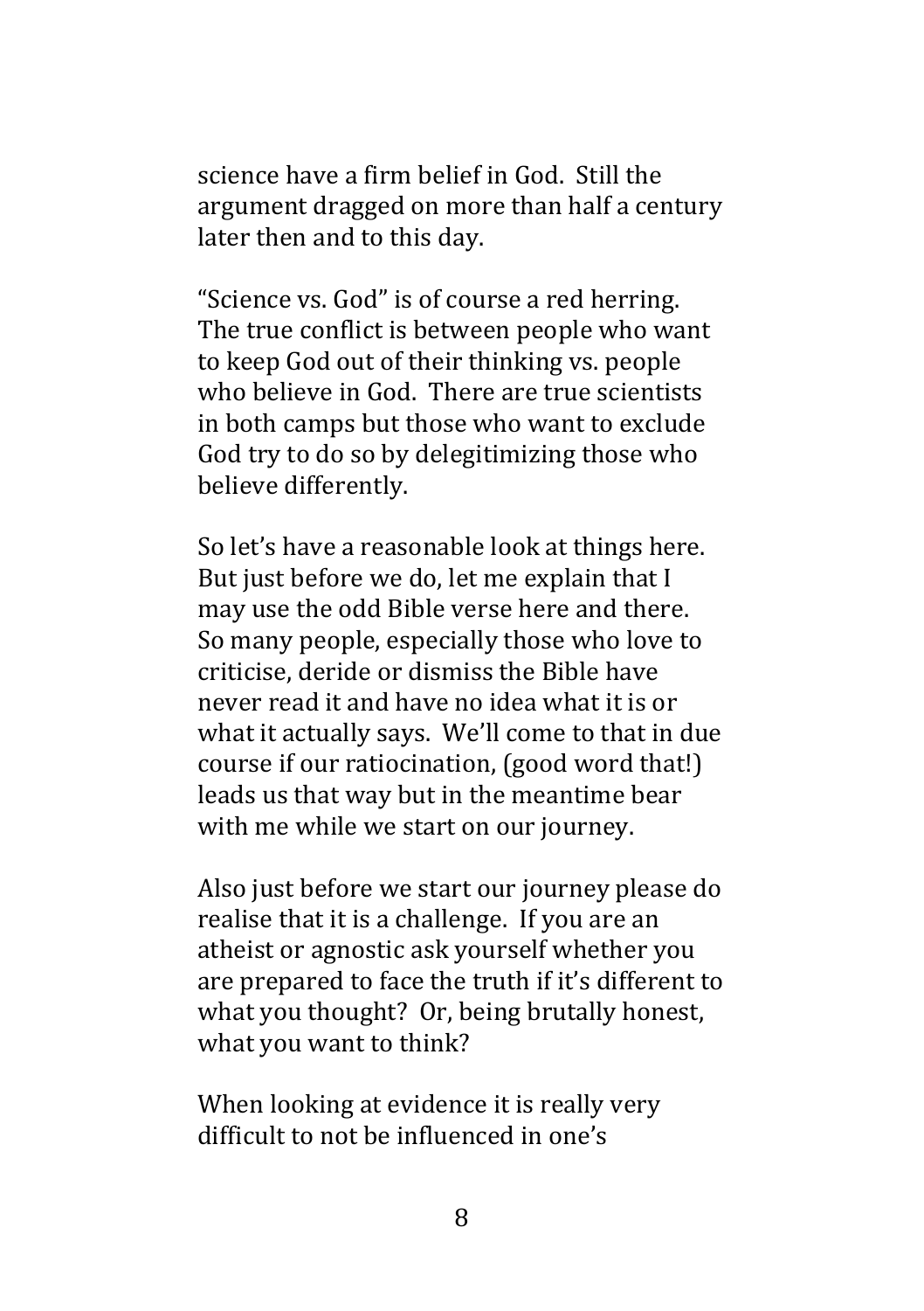science have a firm belief in God.  Still the argument dragged on more than half a century later then and to this day.

"Science vs. God" is of course a red herring.  The true conflict is between people who want to keep God out of their thinking vs. people who believe in God.  There are true scientists in both camps but those who want to exclude God try to do so by delegitimizing those who believe differently.

So let's have a reasonable look at things here.  But just before we do, let me explain that I may use the odd Bible verse here and there.  So many people, especially those who love to criticise, deride or dismiss the Bible have never read it and have no idea what it is or what it actually says.  We'll come to that in due course if our ratiocination, (good word that!) leads us that way but in the meantime bear with me while we start on our journey.

Also just before we start our journey please do realise that it is a challenge.  If you are an atheist or agnostic ask yourself whether you are prepared to face the truth if it's different to what you thought?  Or, being brutally honest, what you want to think?

When looking at evidence it is really very difficult to not be influenced in one's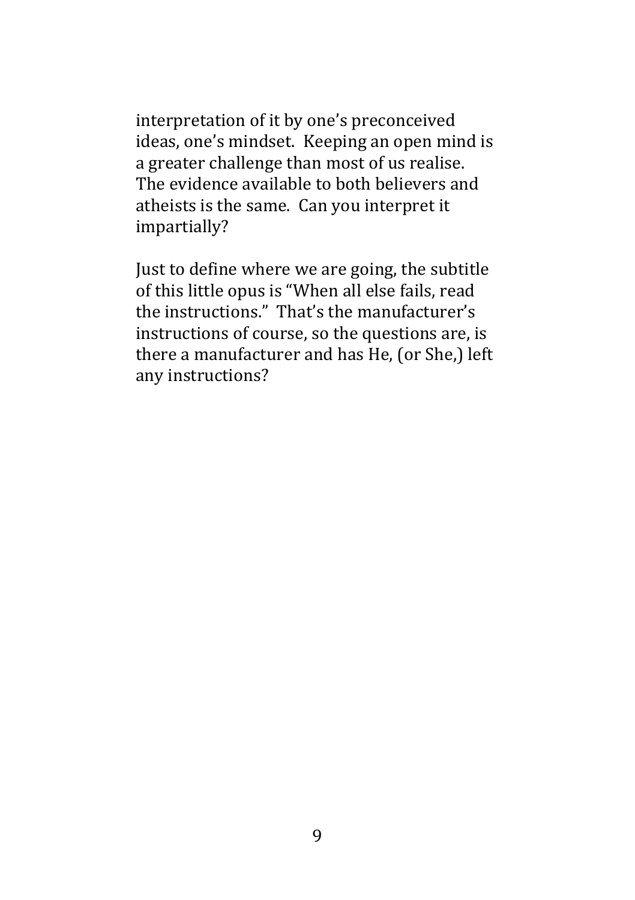interpretation of it by one's preconceived ideas, one's mindset. Keeping an open mind is a greater challenge than most of us realise. The evidence available to both believers and atheists is the same. Can you interpret it impartially?

Just to define where we are going, the subtitle of this little opus is "When all else fails, read the instructions." That's the manufacturer's instructions of course, so the questions are, is there a manufacturer and has He, (or She,) left any instructions?